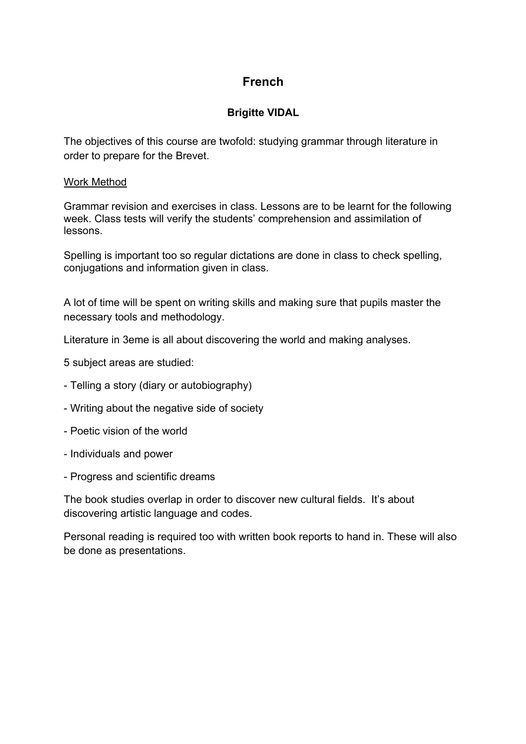# French

### Brigitte VIDAL

The objectives of this course are twofold: studying grammar through literature in order to prepare for the Brevet.

Work Method

Grammar revision and exercises in class. Lessons are to be learnt for the following week. Class tests will verify the students' comprehension and assimilation of lessons.

Spelling is important too so regular dictations are done in class to check spelling, conjugations and information given in class.

A lot of time will be spent on writing skills and making sure that pupils master the necessary tools and methodology.

Literature in 3eme is all about discovering the world and making analyses.

5 subject areas are studied:

- Telling a story (diary or autobiography)
- Writing about the negative side of society
- Poetic vision of the world
- Individuals and power
- Progress and scientific dreams

The book studies overlap in order to discover new cultural fields. It's about discovering artistic language and codes.

Personal reading is required too with written book reports to hand in. These will also be done as presentations.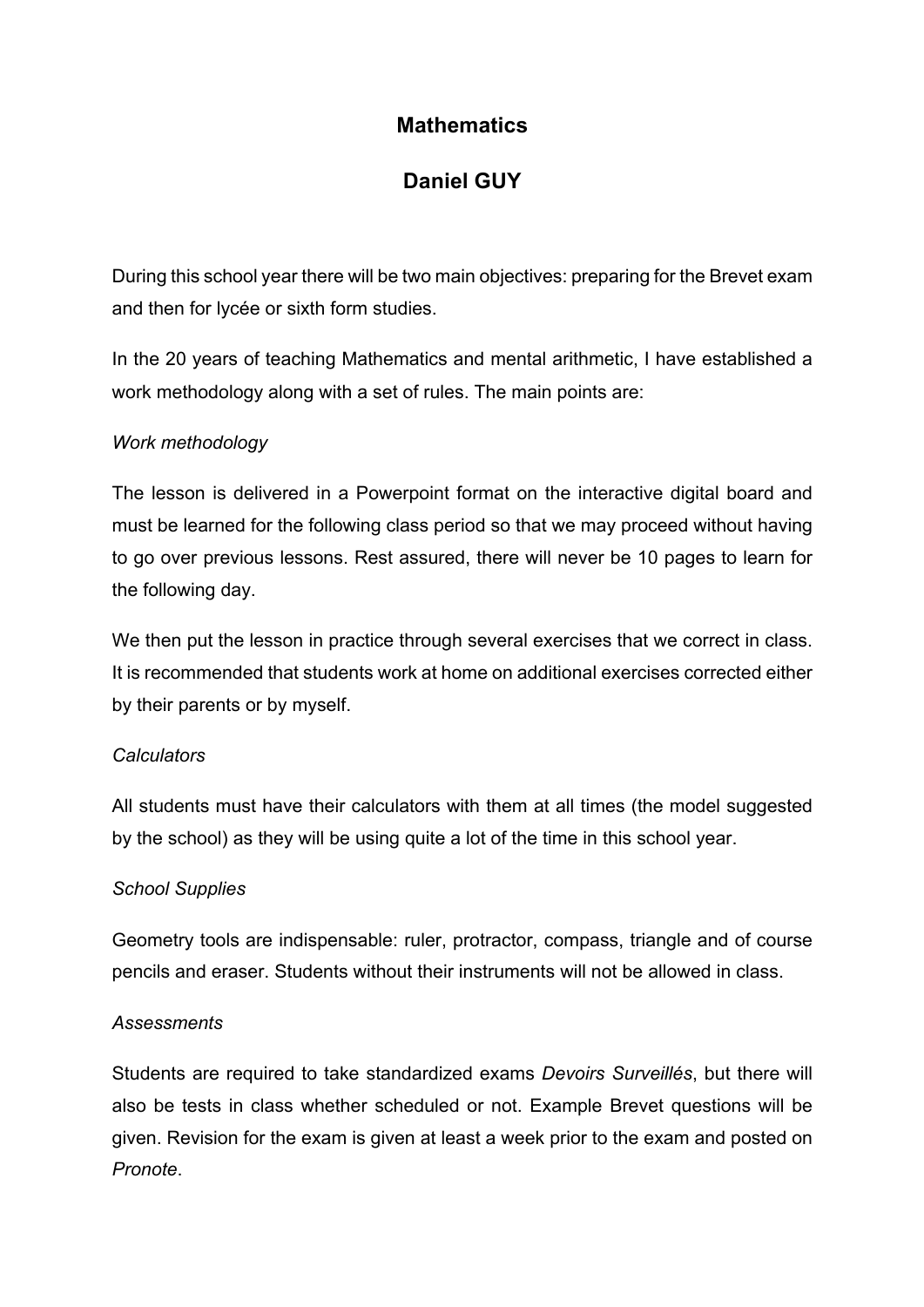# Mathematics

## Daniel GUY

During this school year there will be two main objectives: preparing for the Brevet exam and then for lycée or sixth form studies.

In the 20 years of teaching Mathematics and mental arithmetic, I have established a work methodology along with a set of rules. The main points are:

*Work methodology*

The lesson is delivered in a Powerpoint format on the interactive digital board and must be learned for the following class period so that we may proceed without having to go over previous lessons. Rest assured, there will never be 10 pages to learn for the following day.

We then put the lesson in practice through several exercises that we correct in class. It is recommended that students work at home on additional exercises corrected either by their parents or by myself.

*Calculators*

All students must have their calculators with them at all times (the model suggested by the school) as they will be using quite a lot of the time in this school year.

*School Supplies*

Geometry tools are indispensable: ruler, protractor, compass, triangle and of course pencils and eraser. Students without their instruments will not be allowed in class.

*Assessments*

Students are required to take standardized exams *Devoirs Surveillés*, but there will also be tests in class whether scheduled or not. Example Brevet questions will be given. Revision for the exam is given at least a week prior to the exam and posted on *Pronote*.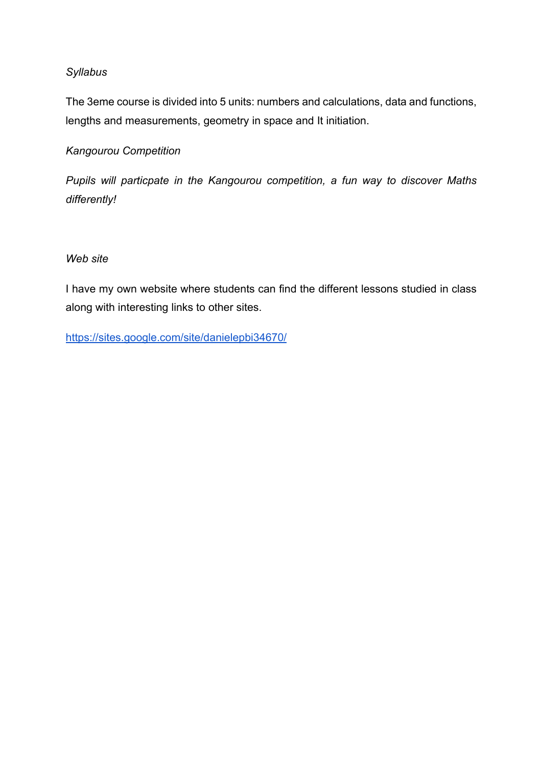*Syllabus*

The 3eme course is divided into 5 units: numbers and calculations, data and functions, lengths and measurements, geometry in space and It initiation.

*Kangourou Competition*

*Pupils will particpate in the Kangourou competition, a fun way to discover Maths differently!*

*Web site*

I have my own website where students can find the different lessons studied in class along with interesting links to other sites.

[https://sites.google.com/site/danielepbi34670/](https://sites.google.com/site/danielepbi34670/)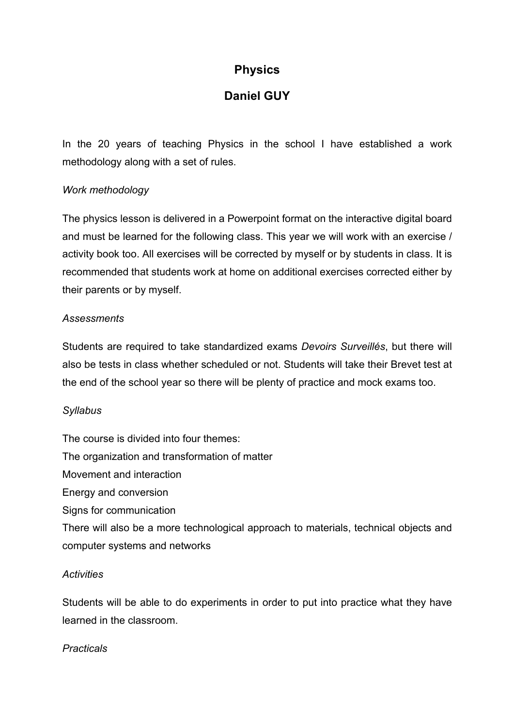## Physics

## Daniel GUY

In the 20 years of teaching Physics in the school I have established a work methodology along with a set of rules.

*Work methodology*

The physics lesson is delivered in a Powerpoint format on the interactive digital board and must be learned for the following class. This year we will work with an exercise / activity book too. All exercises will be corrected by myself or by students in class. It is recommended that students work at home on additional exercises corrected either by their parents or by myself.

*Assessments*

Students are required to take standardized exams *Devoirs Surveillés*, but there will also be tests in class whether scheduled or not. Students will take their Brevet test at the end of the school year so there will be plenty of practice and mock exams too.

*Syllabus*

The course is divided into four themes:
The organization and transformation of matter
Movement and interaction
Energy and conversion
Signs for communication
There will also be a more technological approach to materials, technical objects and computer systems and networks

*Activities*

Students will be able to do experiments in order to put into practice what they have learned in the classroom.

*Practicals*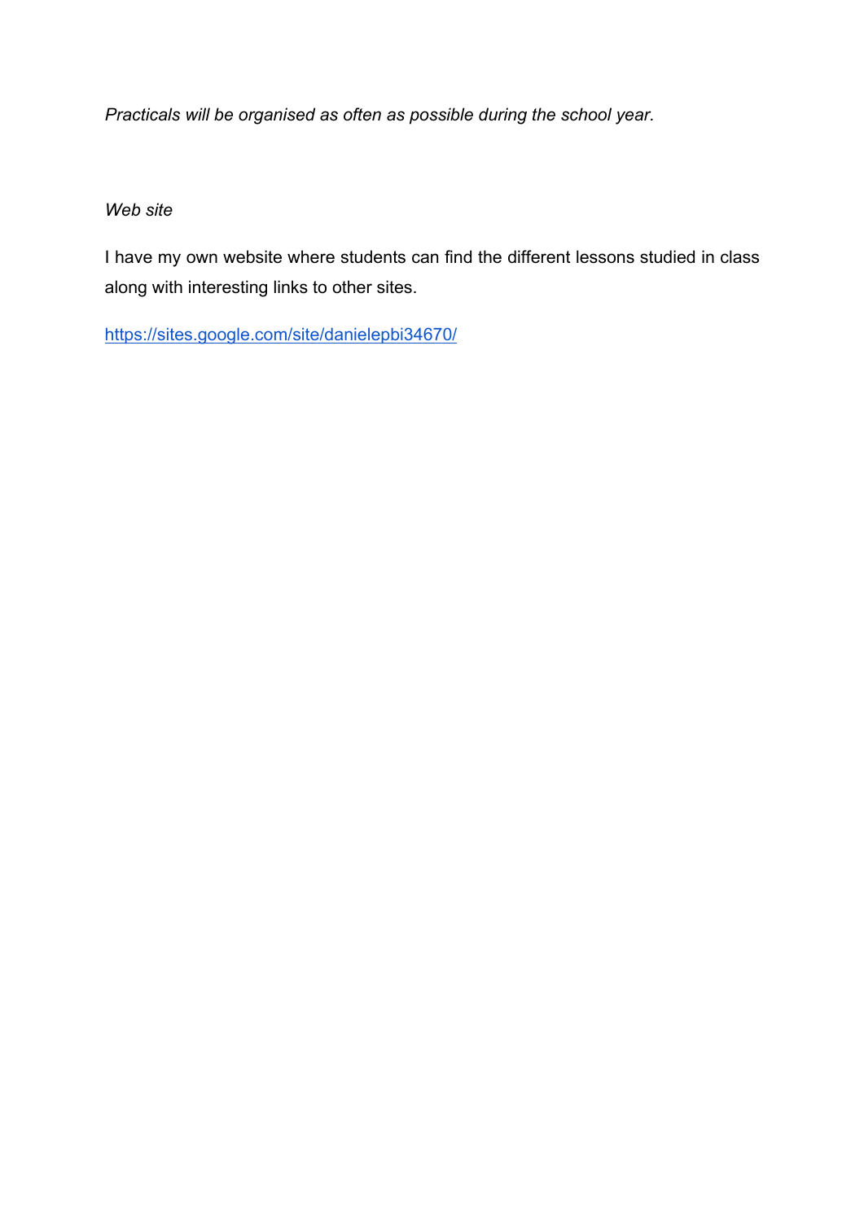*Practicals will be organised as often as possible during the school year.*

*Web site*

I have my own website where students can find the different lessons studied in class along with interesting links to other sites.

https://sites.google.com/site/danielepbi34670/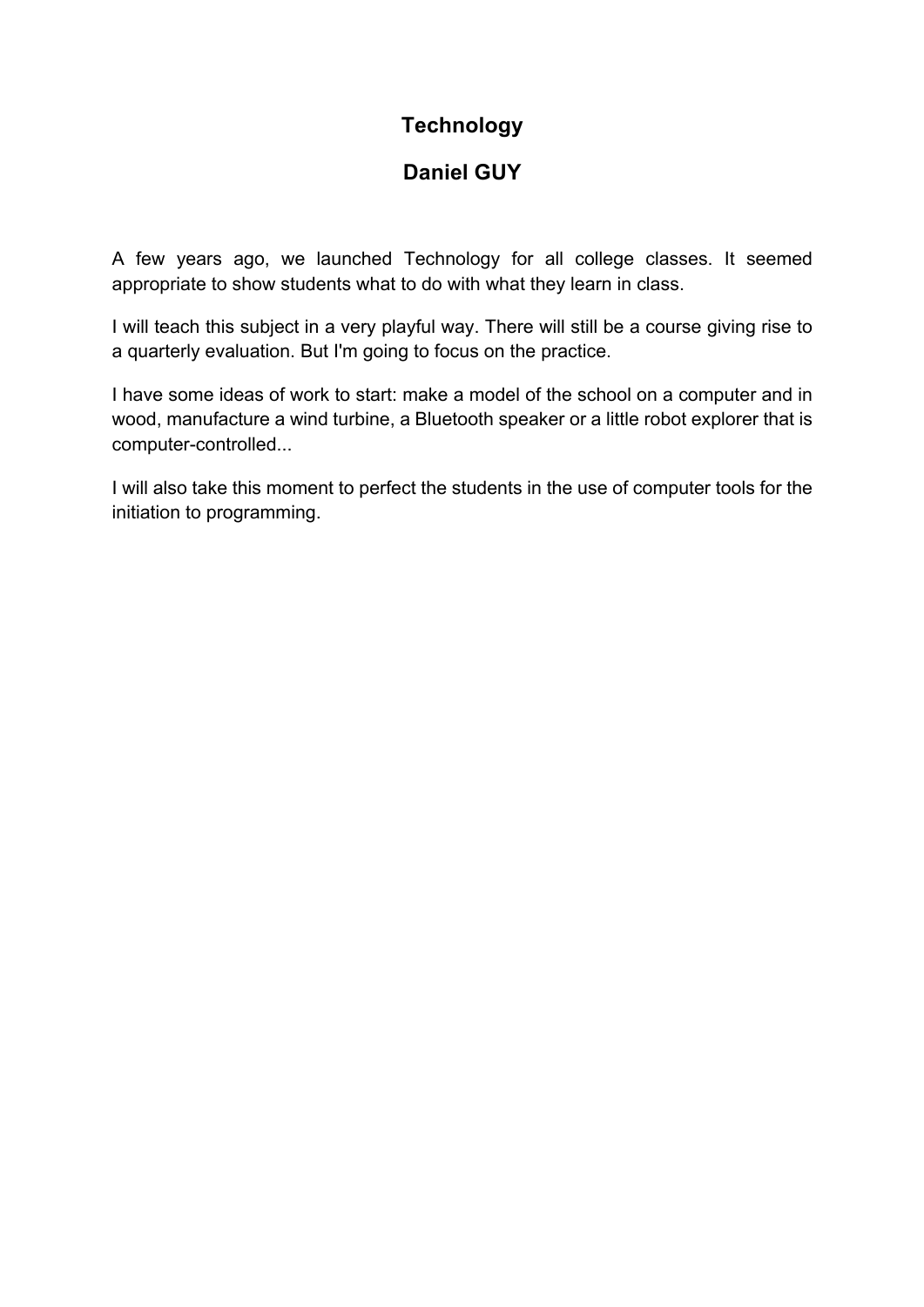## Technology

## Daniel GUY

A few years ago, we launched Technology for all college classes. It seemed appropriate to show students what to do with what they learn in class.

I will teach this subject in a very playful way. There will still be a course giving rise to a quarterly evaluation. But I'm going to focus on the practice.

I have some ideas of work to start: make a model of the school on a computer and in wood, manufacture a wind turbine, a Bluetooth speaker or a little robot explorer that is computer-controlled...

I will also take this moment to perfect the students in the use of computer tools for the initiation to programming.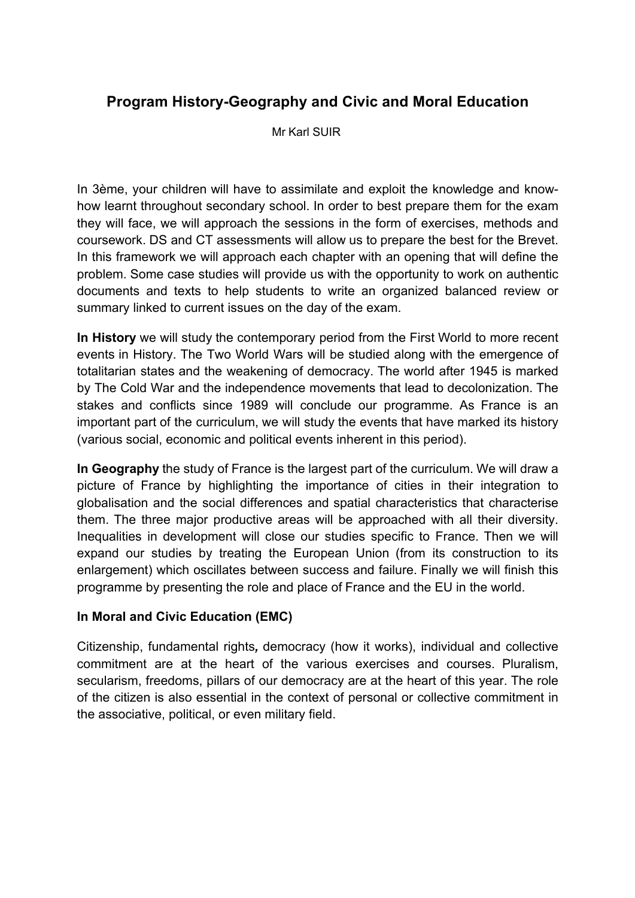# Program History-Geography and Civic and Moral Education

Mr Karl SUIR

In 3ème, your children will have to assimilate and exploit the knowledge and know-how learnt throughout secondary school. In order to best prepare them for the exam they will face, we will approach the sessions in the form of exercises, methods and coursework. DS and CT assessments will allow us to prepare the best for the Brevet. In this framework we will approach each chapter with an opening that will define the problem. Some case studies will provide us with the opportunity to work on authentic documents and texts to help students to write an organized balanced review or summary linked to current issues on the day of the exam.

**In History** we will study the contemporary period from the First World to more recent events in History. The Two World Wars will be studied along with the emergence of totalitarian states and the weakening of democracy. The world after 1945 is marked by The Cold War and the independence movements that lead to decolonization. The stakes and conflicts since 1989 will conclude our programme. As France is an important part of the curriculum, we will study the events that have marked its history (various social, economic and political events inherent in this period).

**In Geography** the study of France is the largest part of the curriculum. We will draw a picture of France by highlighting the importance of cities in their integration to globalisation and the social differences and spatial characteristics that characterise them. The three major productive areas will be approached with all their diversity. Inequalities in development will close our studies specific to France. Then we will expand our studies by treating the European Union (from its construction to its enlargement) which oscillates between success and failure. Finally we will finish this programme by presenting the role and place of France and the EU in the world.

**In Moral and Civic Education (EMC)**

Citizenship, fundamental rights*,* democracy (how it works), individual and collective commitment are at the heart of the various exercises and courses. Pluralism, secularism, freedoms, pillars of our democracy are at the heart of this year. The role of the citizen is also essential in the context of personal or collective commitment in the associative, political, or even military field.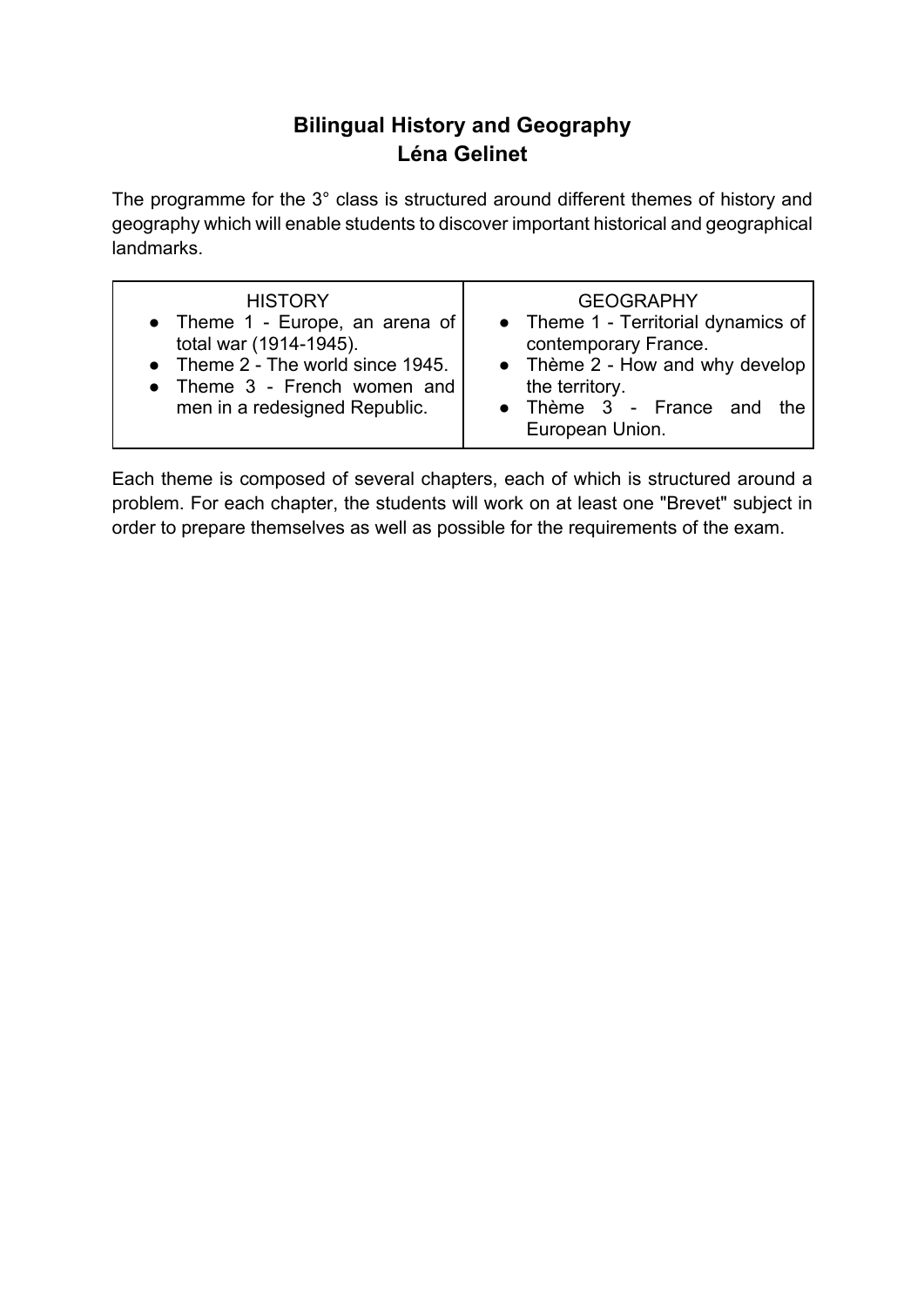# Bilingual History and Geography
## Léna Gelinet

The programme for the 3° class is structured around different themes of history and geography which will enable students to discover important historical and geographical landmarks.

| HISTORY | GEOGRAPHY |
|---|---|
| • Theme 1 - Europe, an arena of total war (1914-1945).<br>• Theme 2 - The world since 1945.<br>• Theme 3 - French women and men in a redesigned Republic. | • Theme 1 - Territorial dynamics of contemporary France.<br>• Thème 2 - How and why develop the territory.<br>• Thème 3 - France and the European Union. |

Each theme is composed of several chapters, each of which is structured around a problem. For each chapter, the students will work on at least one "Brevet" subject in order to prepare themselves as well as possible for the requirements of the exam.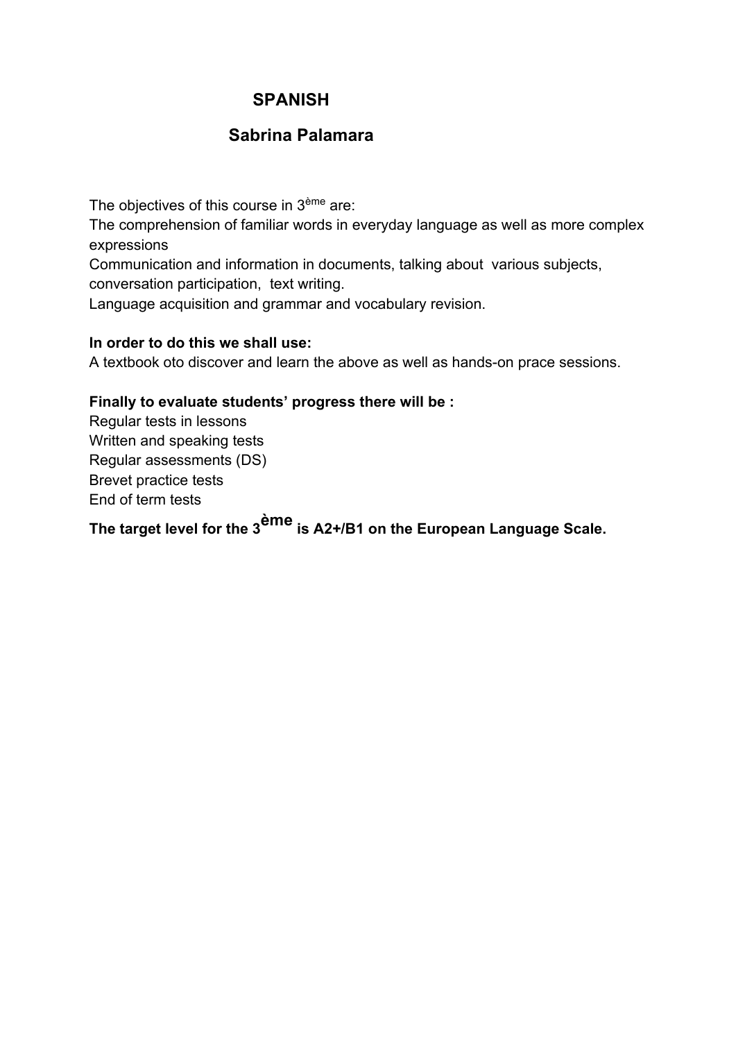# SPANISH

## Sabrina Palamara

The objectives of this course in 3ème are:

The comprehension of familiar words in everyday language as well as more complex expressions

Communication and information in documents, talking about various subjects, conversation participation, text writing.

Language acquisition and grammar and vocabulary revision.

**In order to do this we shall use:**

A textbook oto discover and learn the above as well as hands-on prace sessions.

**Finally to evaluate students' progress there will be :**

Regular tests in lessons

Written and speaking tests

Regular assessments (DS)

Brevet practice tests

End of term tests

**The target level for the 3ème is A2+/B1 on the European Language Scale.**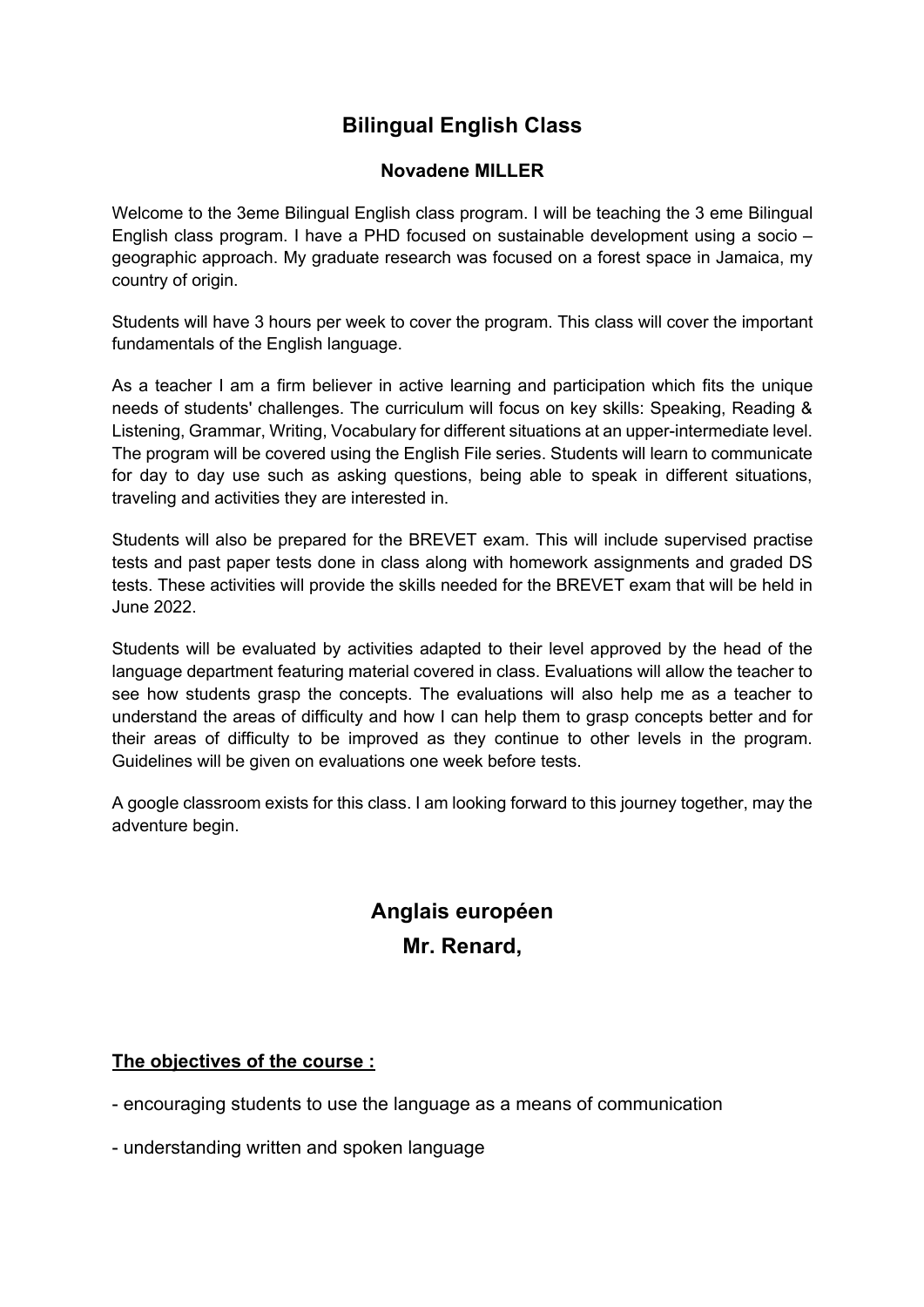# Bilingual English Class

### Novadene MILLER

Welcome to the 3eme Bilingual English class program. I will be teaching the 3 eme Bilingual English class program. I have a PHD focused on sustainable development using a socio – geographic approach. My graduate research was focused on a forest space in Jamaica, my country of origin.

Students will have 3 hours per week to cover the program. This class will cover the important fundamentals of the English language.

As a teacher I am a firm believer in active learning and participation which fits the unique needs of students' challenges. The curriculum will focus on key skills: Speaking, Reading & Listening, Grammar, Writing, Vocabulary for different situations at an upper-intermediate level. The program will be covered using the English File series. Students will learn to communicate for day to day use such as asking questions, being able to speak in different situations, traveling and activities they are interested in.

Students will also be prepared for the BREVET exam. This will include supervised practise tests and past paper tests done in class along with homework assignments and graded DS tests. These activities will provide the skills needed for the BREVET exam that will be held in June 2022.

Students will be evaluated by activities adapted to their level approved by the head of the language department featuring material covered in class. Evaluations will allow the teacher to see how students grasp the concepts. The evaluations will also help me as a teacher to understand the areas of difficulty and how I can help them to grasp concepts better and for their areas of difficulty to be improved as they continue to other levels in the program. Guidelines will be given on evaluations one week before tests.

A google classroom exists for this class. I am looking forward to this journey together, may the adventure begin.

# Anglais européen

## Mr. Renard,

**The objectives of the course :**

- encouraging students to use the language as a means of communication
- understanding written and spoken language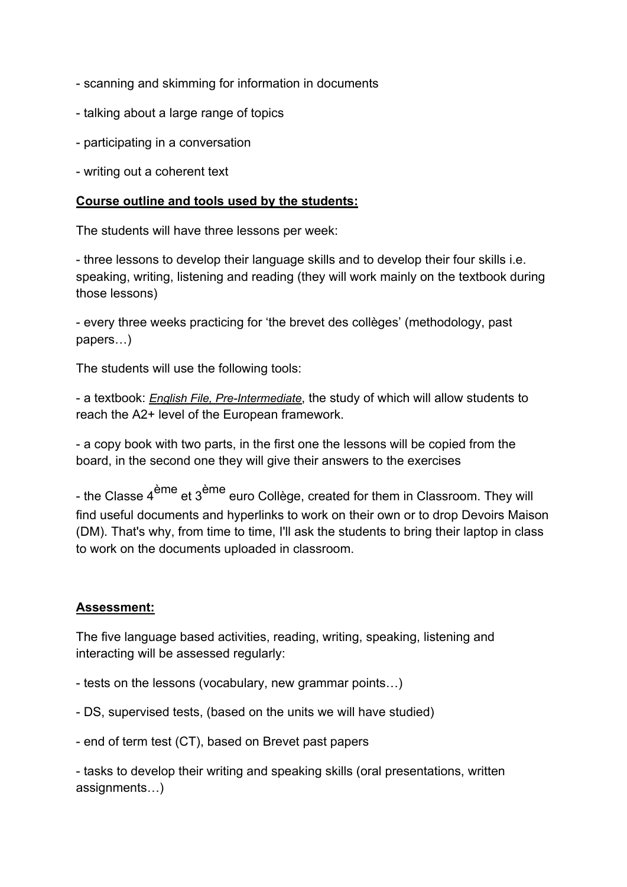- scanning and skimming for information in documents

- talking about a large range of topics

- participating in a conversation

- writing out a coherent text

**Course outline and tools used by the students:**

The students will have three lessons per week:

- three lessons to develop their language skills and to develop their four skills i.e. speaking, writing, listening and reading (they will work mainly on the textbook during those lessons)

- every three weeks practicing for 'the brevet des collèges' (methodology, past papers…)

The students will use the following tools:

- a textbook: *English File, Pre-Intermediate*, the study of which will allow students to reach the A2+ level of the European framework.

- a copy book with two parts, in the first one the lessons will be copied from the board, in the second one they will give their answers to the exercises

- the Classe 4ème et 3ème euro Collège, created for them in Classroom. They will find useful documents and hyperlinks to work on their own or to drop Devoirs Maison (DM). That's why, from time to time, I'll ask the students to bring their laptop in class to work on the documents uploaded in classroom.

**Assessment:**

The five language based activities, reading, writing, speaking, listening and interacting will be assessed regularly:

- tests on the lessons (vocabulary, new grammar points…)

- DS, supervised tests, (based on the units we will have studied)

- end of term test (CT), based on Brevet past papers

- tasks to develop their writing and speaking skills (oral presentations, written assignments…)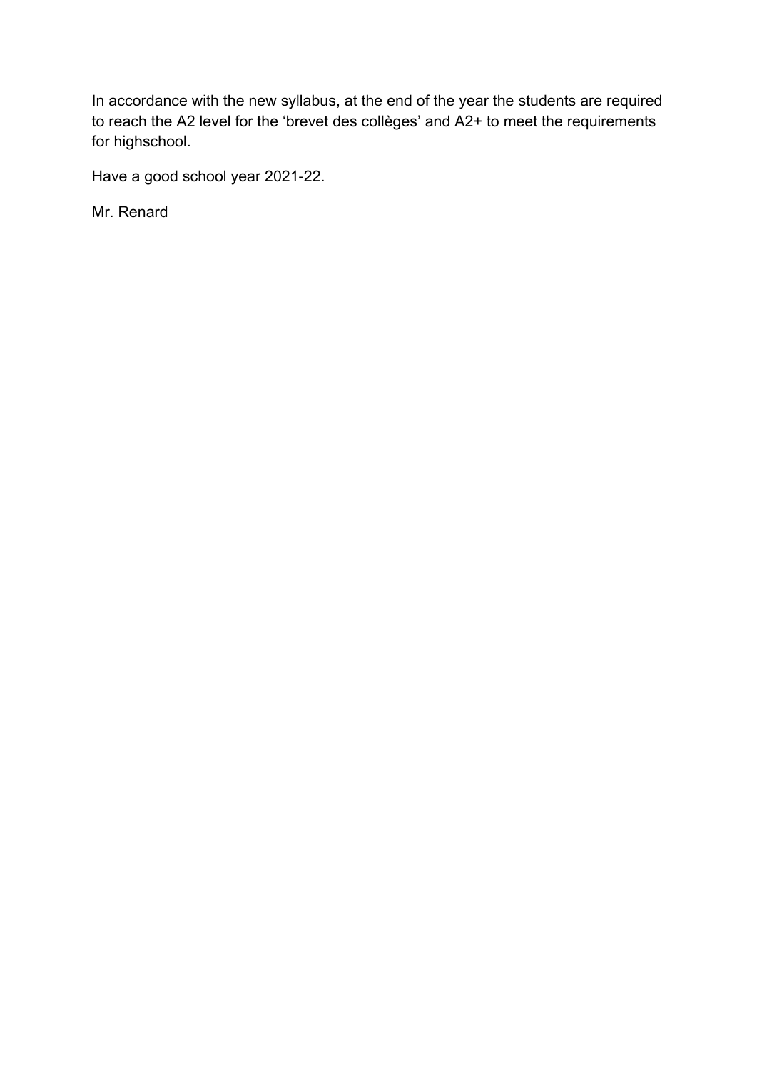In accordance with the new syllabus, at the end of the year the students are required to reach the A2 level for the 'brevet des collèges' and A2+ to meet the requirements for highschool.

Have a good school year 2021-22.

Mr. Renard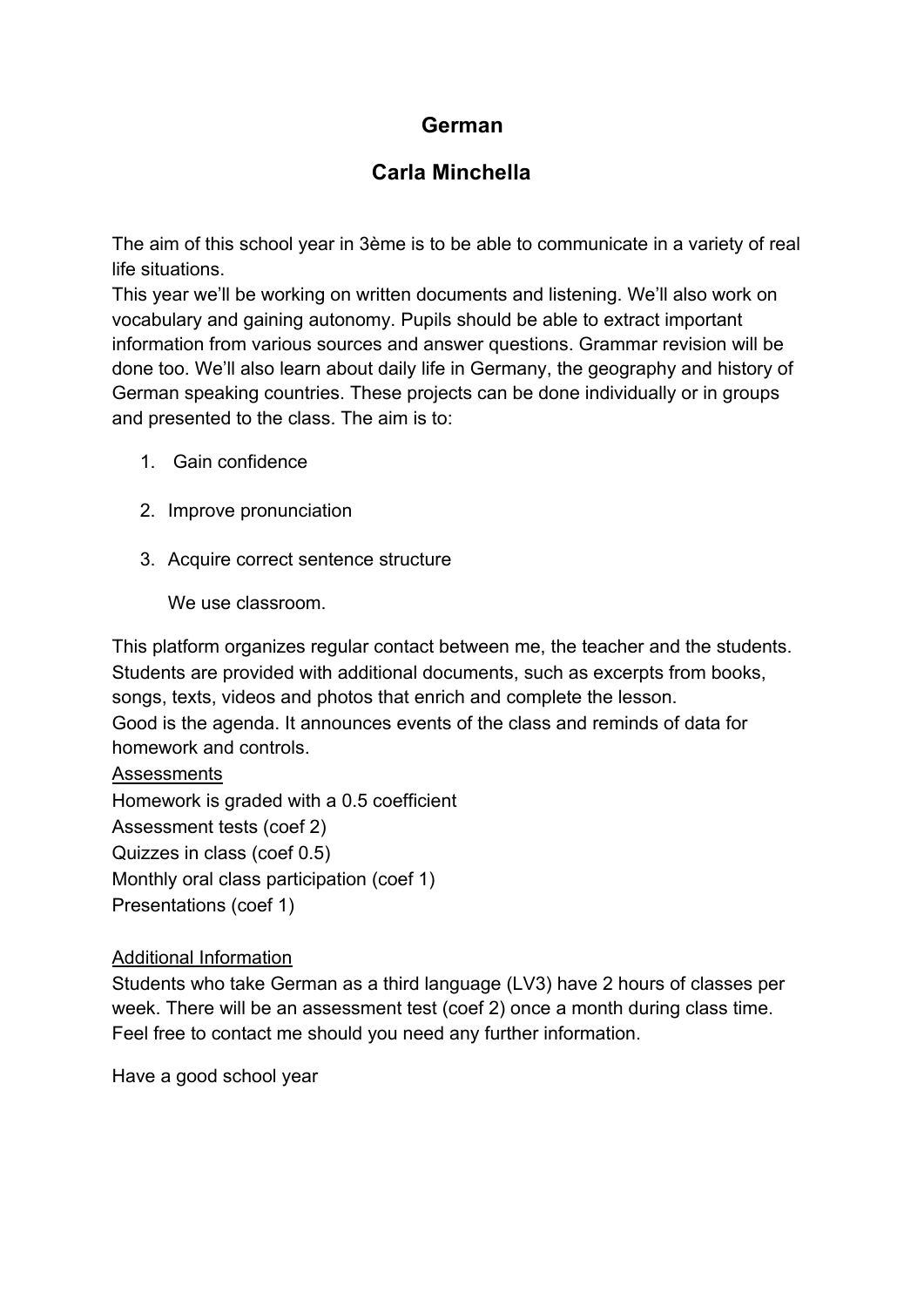## German

## Carla Minchella

The aim of this school year in 3ème is to be able to communicate in a variety of real life situations.
This year we'll be working on written documents and listening. We'll also work on vocabulary and gaining autonomy. Pupils should be able to extract important information from various sources and answer questions. Grammar revision will be done too. We'll also learn about daily life in Germany, the geography and history of German speaking countries. These projects can be done individually or in groups and presented to the class. The aim is to:

1. Gain confidence
2. Improve pronunciation
3. Acquire correct sentence structure

   We use classroom.

This platform organizes regular contact between me, the teacher and the students. Students are provided with additional documents, such as excerpts from books, songs, texts, videos and photos that enrich and complete the lesson.
Good is the agenda. It announces events of the class and reminds of data for homework and controls.

<u>Assessments</u>

Homework is graded with a 0.5 coefficient
Assessment tests (coef 2)
Quizzes in class (coef 0.5)
Monthly oral class participation (coef 1)
Presentations (coef 1)

<u>Additional Information</u>

Students who take German as a third language (LV3) have 2 hours of classes per week. There will be an assessment test (coef 2) once a month during class time.
Feel free to contact me should you need any further information.

Have a good school year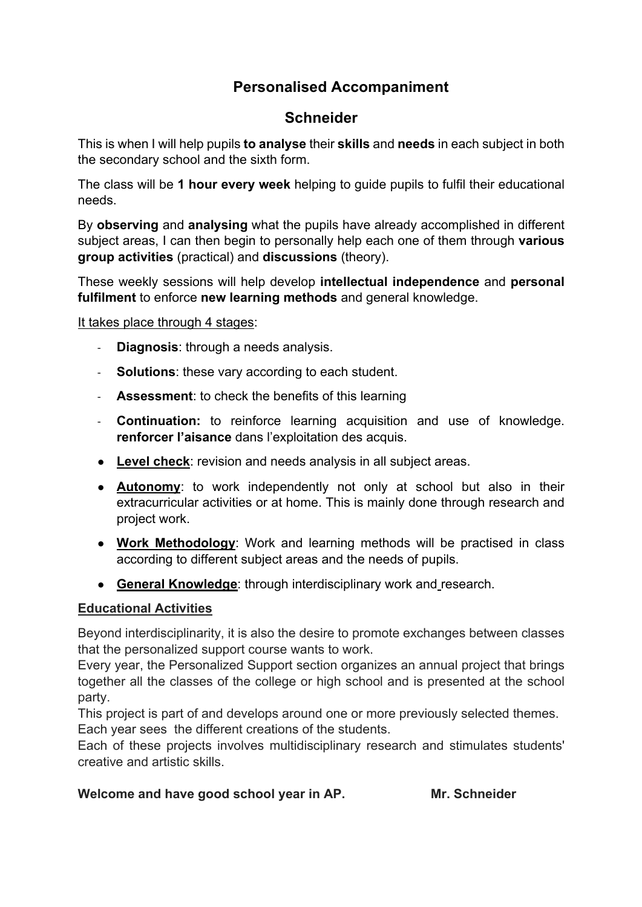# Personalised Accompaniment

## Schneider

This is when I will help pupils **to analyse** their **skills** and **needs** in each subject in both the secondary school and the sixth form.

The class will be **1 hour every week** helping to guide pupils to fulfil their educational needs.

By **observing** and **analysing** what the pupils have already accomplished in different subject areas, I can then begin to personally help each one of them through **various group activities** (practical) and **discussions** (theory).

These weekly sessions will help develop **intellectual independence** and **personal fulfilment** to enforce **new learning methods** and general knowledge.

It takes place through 4 stages:

- **Diagnosis**: through a needs analysis.
- **Solutions**: these vary according to each student.
- **Assessment**: to check the benefits of this learning
- **Continuation:** to reinforce learning acquisition and use of knowledge. **renforcer l'aisance** dans l'exploitation des acquis.

- **Level check**: revision and needs analysis in all subject areas.
- **Autonomy**: to work independently not only at school but also in their extracurricular activities or at home. This is mainly done through research and project work.
- **Work Methodology**: Work and learning methods will be practised in class according to different subject areas and the needs of pupils.
- **General Knowledge**: through interdisciplinary work and research.

**Educational Activities**

Beyond interdisciplinarity, it is also the desire to promote exchanges between classes that the personalized support course wants to work.
Every year, the Personalized Support section organizes an annual project that brings together all the classes of the college or high school and is presented at the school party.
This project is part of and develops around one or more previously selected themes.
Each year sees the different creations of the students.
Each of these projects involves multidisciplinary research and stimulates students' creative and artistic skills.

**Welcome and have good school year in AP.** **Mr. Schneider**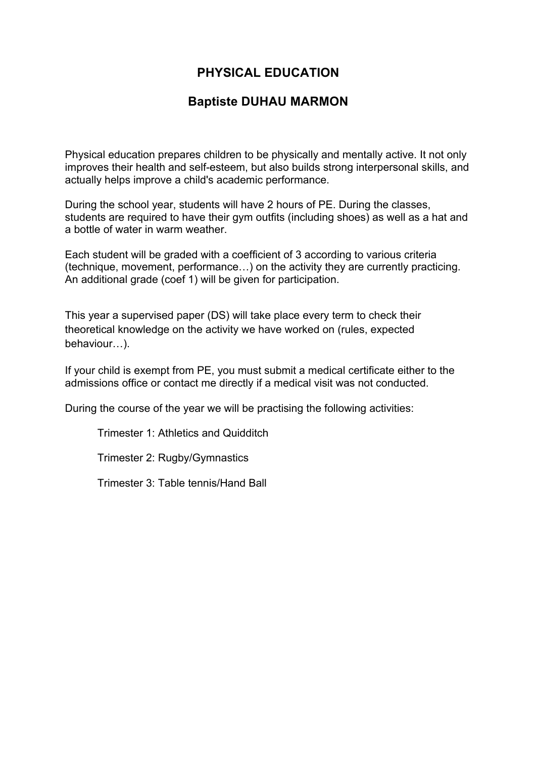# PHYSICAL EDUCATION

## Baptiste DUHAU MARMON

Physical education prepares children to be physically and mentally active. It not only improves their health and self-esteem, but also builds strong interpersonal skills, and actually helps improve a child's academic performance.

During the school year, students will have 2 hours of PE. During the classes, students are required to have their gym outfits (including shoes) as well as a hat and a bottle of water in warm weather.

Each student will be graded with a coefficient of 3 according to various criteria (technique, movement, performance…) on the activity they are currently practicing. An additional grade (coef 1) will be given for participation.

This year a supervised paper (DS) will take place every term to check their theoretical knowledge on the activity we have worked on (rules, expected behaviour…).

If your child is exempt from PE, you must submit a medical certificate either to the admissions office or contact me directly if a medical visit was not conducted.

During the course of the year we will be practising the following activities:

- Trimester 1: Athletics and Quidditch
- Trimester 2: Rugby/Gymnastics
- Trimester 3: Table tennis/Hand Ball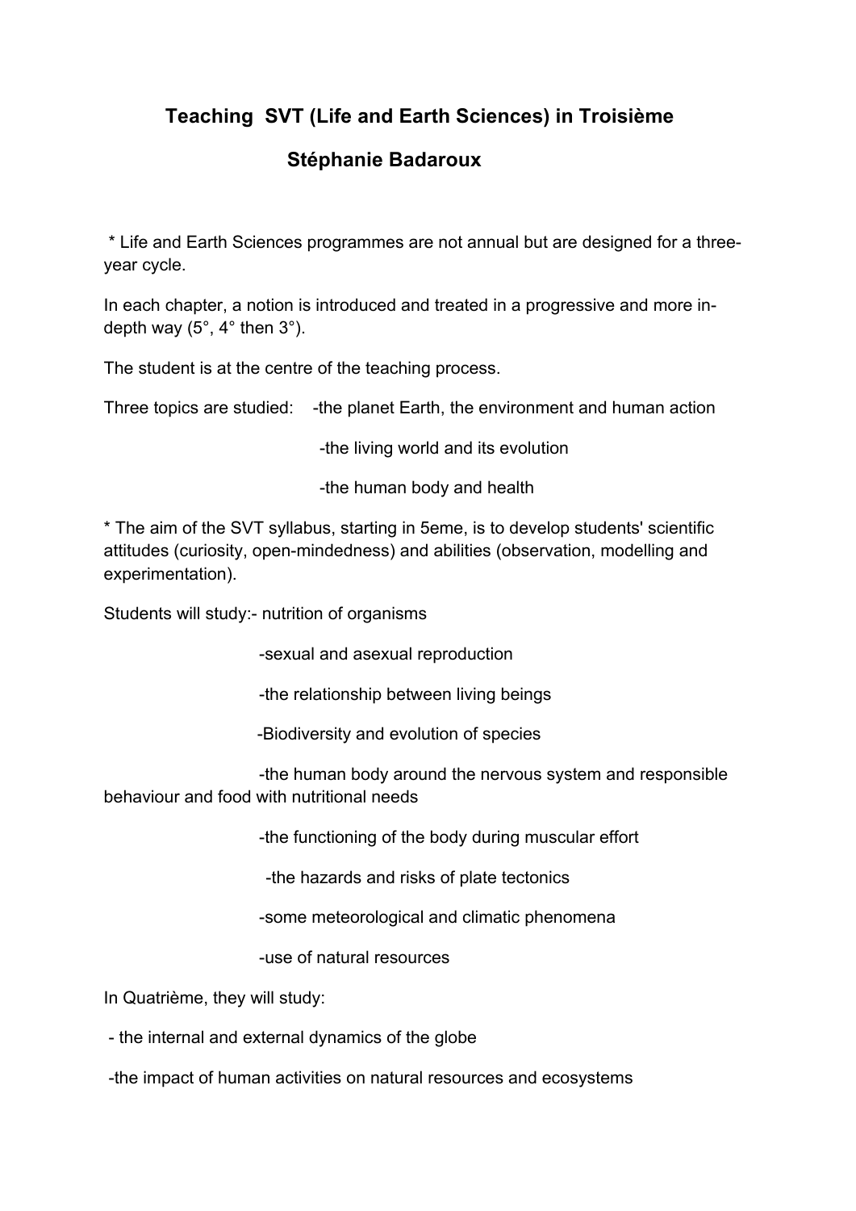## Teaching SVT (Life and Earth Sciences) in Troisième

### Stéphanie Badaroux

* Life and Earth Sciences programmes are not annual but are designed for a three-year cycle.

In each chapter, a notion is introduced and treated in a progressive and more in-depth way (5°, 4° then 3°).

The student is at the centre of the teaching process.

Three topics are studied:
- the planet Earth, the environment and human action
- the living world and its evolution
- the human body and health

* The aim of the SVT syllabus, starting in 5eme, is to develop students' scientific attitudes (curiosity, open-mindedness) and abilities (observation, modelling and experimentation).

Students will study:
- nutrition of organisms
- sexual and asexual reproduction
- the relationship between living beings
- Biodiversity and evolution of species
- the human body around the nervous system and responsible behaviour and food with nutritional needs
- the functioning of the body during muscular effort
- the hazards and risks of plate tectonics
- some meteorological and climatic phenomena
- use of natural resources

In Quatrième, they will study:

- the internal and external dynamics of the globe
- the impact of human activities on natural resources and ecosystems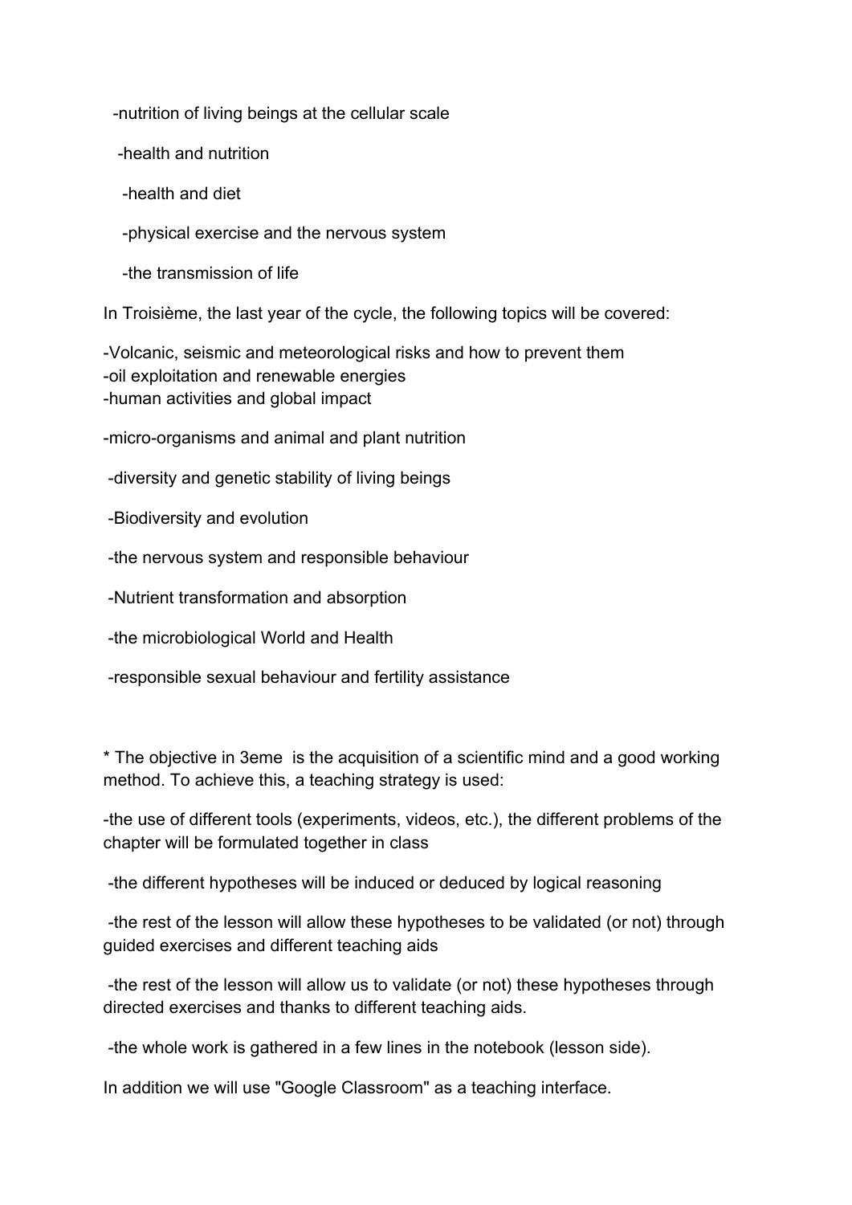-nutrition of living beings at the cellular scale

-health and nutrition

-health and diet

-physical exercise and the nervous system

-the transmission of life

In Troisième, the last year of the cycle, the following topics will be covered:

-Volcanic, seismic and meteorological risks and how to prevent them
-oil exploitation and renewable energies
-human activities and global impact

-micro-organisms and animal and plant nutrition

-diversity and genetic stability of living beings

-Biodiversity and evolution

-the nervous system and responsible behaviour

-Nutrient transformation and absorption

-the microbiological World and Health

-responsible sexual behaviour and fertility assistance

* The objective in 3eme is the acquisition of a scientific mind and a good working method. To achieve this, a teaching strategy is used:

-the use of different tools (experiments, videos, etc.), the different problems of the chapter will be formulated together in class

-the different hypotheses will be induced or deduced by logical reasoning

-the rest of the lesson will allow these hypotheses to be validated (or not) through guided exercises and different teaching aids

-the rest of the lesson will allow us to validate (or not) these hypotheses through directed exercises and thanks to different teaching aids.

-the whole work is gathered in a few lines in the notebook (lesson side).

In addition we will use "Google Classroom" as a teaching interface.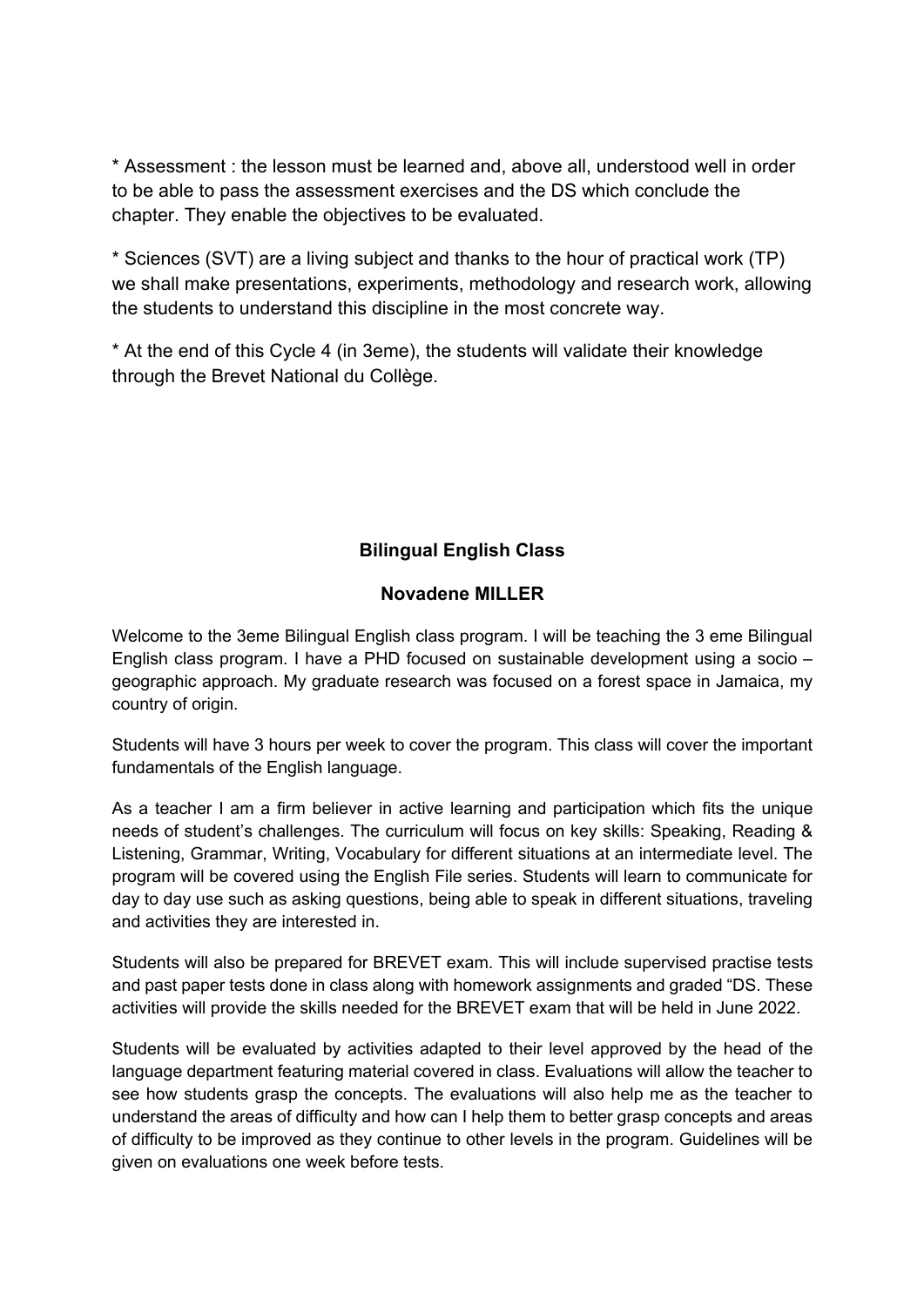* Assessment : the lesson must be learned and, above all, understood well in order to be able to pass the assessment exercises and the DS which conclude the chapter. They enable the objectives to be evaluated.

* Sciences (SVT) are a living subject and thanks to the hour of practical work (TP) we shall make presentations, experiments, methodology and research work, allowing the students to understand this discipline in the most concrete way.

* At the end of this Cycle 4 (in 3eme), the students will validate their knowledge through the Brevet National du Collège.

## Bilingual English Class

### Novadene MILLER

Welcome to the 3eme Bilingual English class program. I will be teaching the 3 eme Bilingual English class program. I have a PHD focused on sustainable development using a socio – geographic approach. My graduate research was focused on a forest space in Jamaica, my country of origin.

Students will have 3 hours per week to cover the program. This class will cover the important fundamentals of the English language.

As a teacher I am a firm believer in active learning and participation which fits the unique needs of student's challenges. The curriculum will focus on key skills: Speaking, Reading & Listening, Grammar, Writing, Vocabulary for different situations at an intermediate level. The program will be covered using the English File series. Students will learn to communicate for day to day use such as asking questions, being able to speak in different situations, traveling and activities they are interested in.

Students will also be prepared for BREVET exam. This will include supervised practise tests and past paper tests done in class along with homework assignments and graded "DS. These activities will provide the skills needed for the BREVET exam that will be held in June 2022.

Students will be evaluated by activities adapted to their level approved by the head of the language department featuring material covered in class. Evaluations will allow the teacher to see how students grasp the concepts. The evaluations will also help me as the teacher to understand the areas of difficulty and how can I help them to better grasp concepts and areas of difficulty to be improved as they continue to other levels in the program. Guidelines will be given on evaluations one week before tests.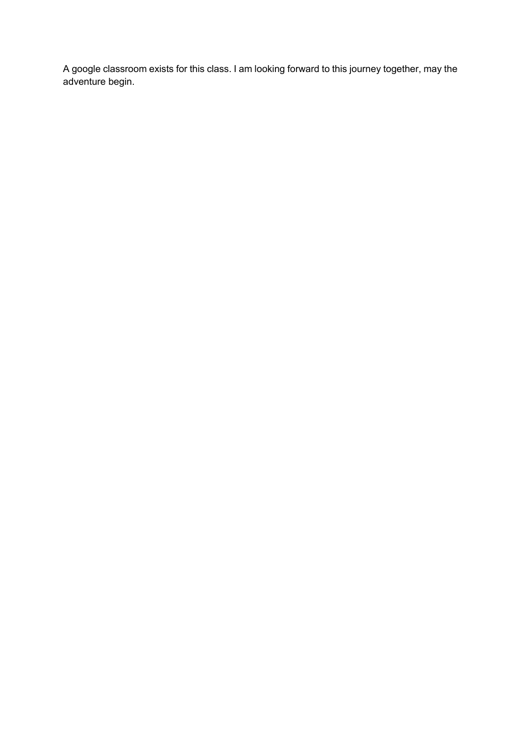A google classroom exists for this class. I am looking forward to this journey together, may the adventure begin.